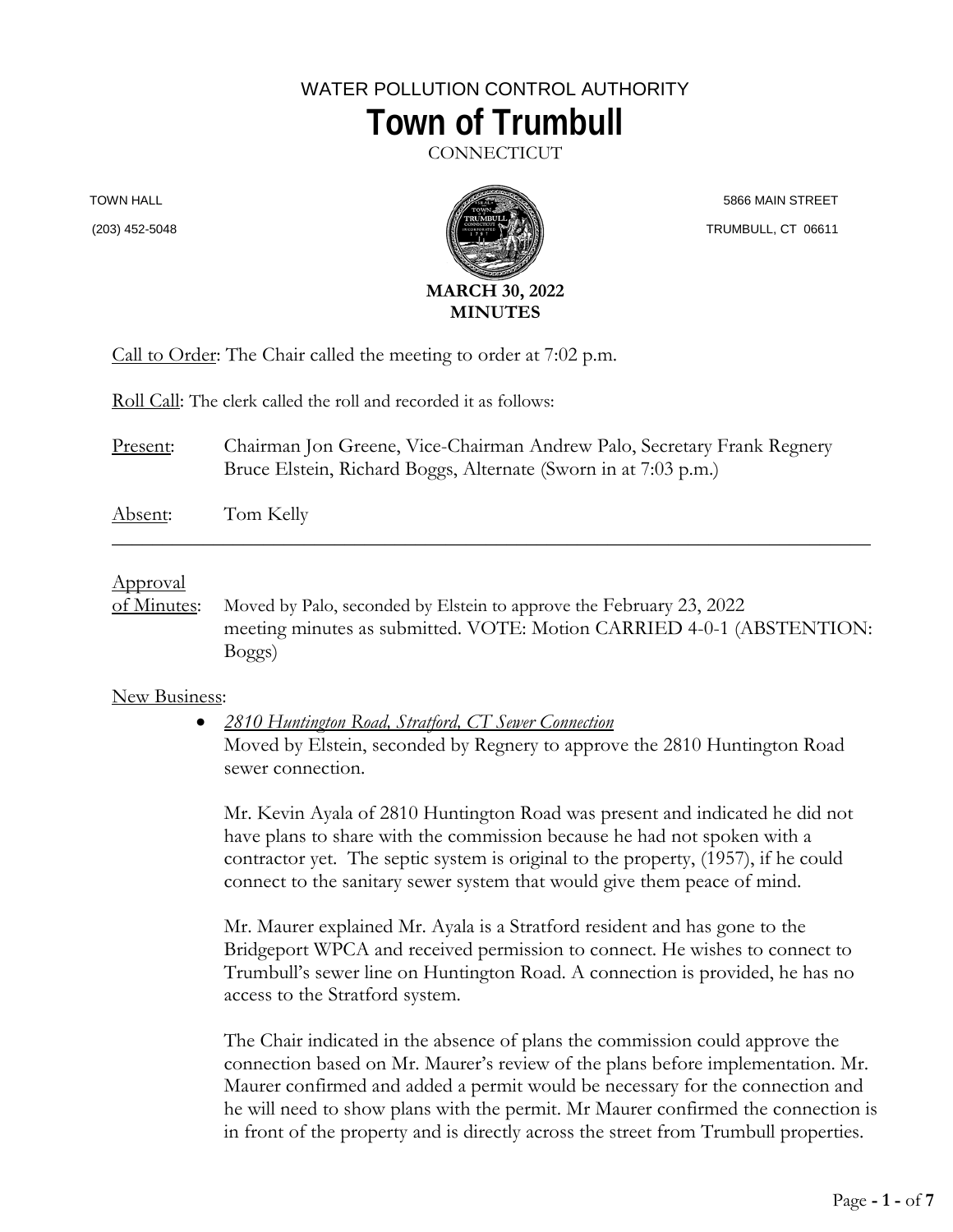WATER POLLUTION CONTROL AUTHORITY

# Town of Trumbull

CONNECTICUT

TOWN HALL
(203) 452-5048

5866 MAIN STREET
TRUMBULL, CT 06611

**MARCH 30, 2022**
**MINUTES**

Call to Order: The Chair called the meeting to order at 7:02 p.m.

Roll Call: The clerk called the roll and recorded it as follows:

Present: Chairman Jon Greene, Vice-Chairman Andrew Palo, Secretary Frank Regnery Bruce Elstein, Richard Boggs, Alternate (Sworn in at 7:03 p.m.)

Absent: Tom Kelly

---

Approval of Minutes: Moved by Palo, seconded by Elstein to approve the February 23, 2022 meeting minutes as submitted. VOTE: Motion CARRIED 4-0-1 (ABSTENTION: Boggs)

New Business:

- *2810 Huntington Road, Stratford, CT Sewer Connection*

  Moved by Elstein, seconded by Regnery to approve the 2810 Huntington Road sewer connection.

  Mr. Kevin Ayala of 2810 Huntington Road was present and indicated he did not have plans to share with the commission because he had not spoken with a contractor yet. The septic system is original to the property, (1957), if he could connect to the sanitary sewer system that would give them peace of mind.

  Mr. Maurer explained Mr. Ayala is a Stratford resident and has gone to the Bridgeport WPCA and received permission to connect. He wishes to connect to Trumbull's sewer line on Huntington Road. A connection is provided, he has no access to the Stratford system.

  The Chair indicated in the absence of plans the commission could approve the connection based on Mr. Maurer's review of the plans before implementation. Mr. Maurer confirmed and added a permit would be necessary for the connection and he will need to show plans with the permit. Mr Maurer confirmed the connection is in front of the property and is directly across the street from Trumbull properties.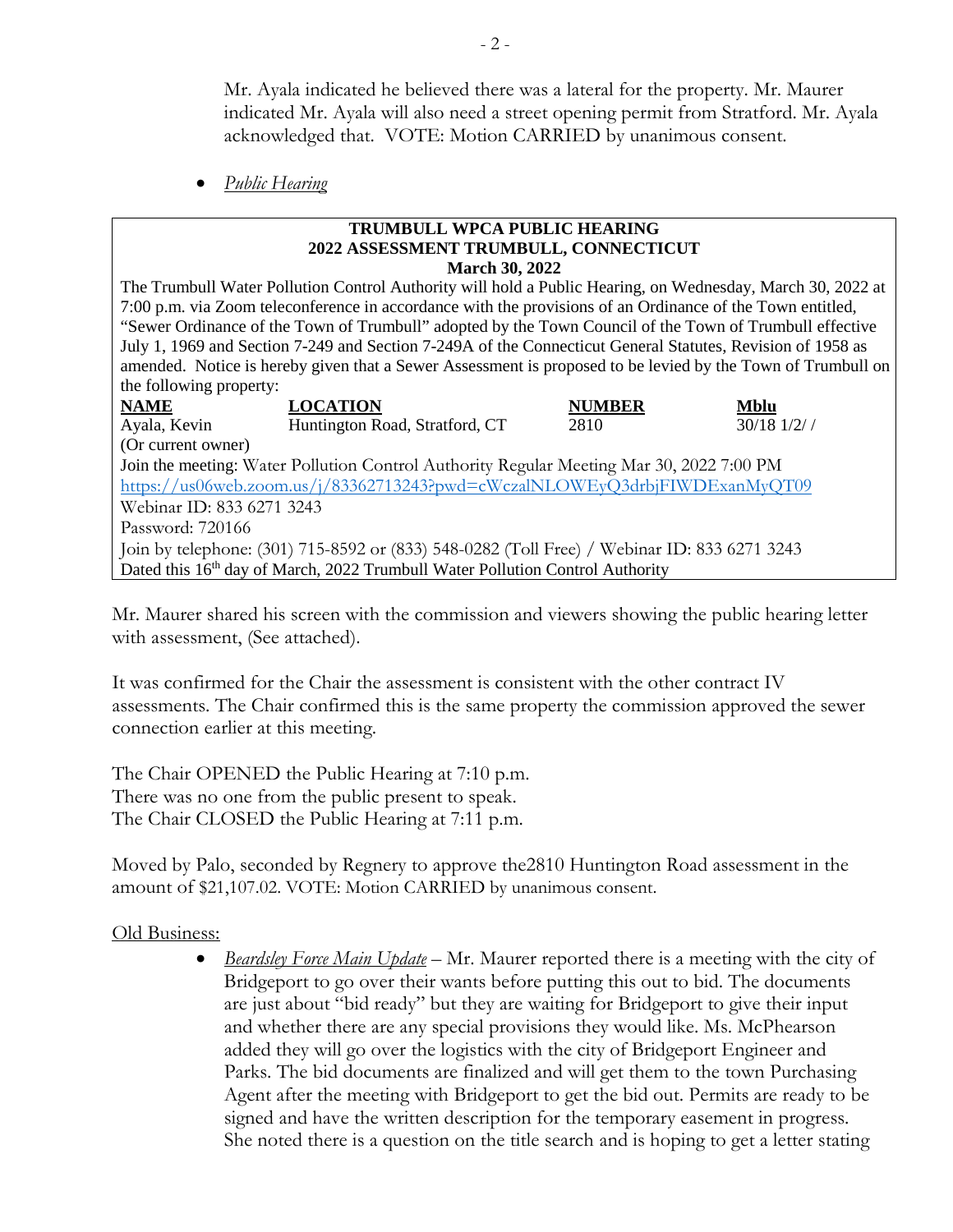Mr. Ayala indicated he believed there was a lateral for the property. Mr. Maurer indicated Mr. Ayala will also need a street opening permit from Stratford. Mr. Ayala acknowledged that. VOTE: Motion CARRIED by unanimous consent.

- *Public Hearing*

**TRUMBULL WPCA PUBLIC HEARING**
**2022 ASSESSMENT TRUMBULL, CONNECTICUT**
**March 30, 2022**

The Trumbull Water Pollution Control Authority will hold a Public Hearing, on Wednesday, March 30, 2022 at 7:00 p.m. via Zoom teleconference in accordance with the provisions of an Ordinance of the Town entitled, "Sewer Ordinance of the Town of Trumbull" adopted by the Town Council of the Town of Trumbull effective July 1, 1969 and Section 7-249 and Section 7-249A of the Connecticut General Statutes, Revision of 1958 as amended. Notice is hereby given that a Sewer Assessment is proposed to be levied by the Town of Trumbull on the following property:

| NAME | LOCATION | NUMBER | Mblu |
|---|---|---|---|
| Ayala, Kevin (Or current owner) | Huntington Road, Stratford, CT | 2810 | 30/18 1/2/ / |

Join the meeting: Water Pollution Control Authority Regular Meeting Mar 30, 2022 7:00 PM
https://us06web.zoom.us/j/83362713243?pwd=cWczalNLOWEyQ3drbjFIWDExanMyQT09
Webinar ID: 833 6271 3243
Password: 720166
Join by telephone: (301) 715-8592 or (833) 548-0282 (Toll Free) / Webinar ID: 833 6271 3243
Dated this 16th day of March, 2022 Trumbull Water Pollution Control Authority

Mr. Maurer shared his screen with the commission and viewers showing the public hearing letter with assessment, (See attached).

It was confirmed for the Chair the assessment is consistent with the other contract IV assessments. The Chair confirmed this is the same property the commission approved the sewer connection earlier at this meeting.

The Chair OPENED the Public Hearing at 7:10 p.m.
There was no one from the public present to speak.
The Chair CLOSED the Public Hearing at 7:11 p.m.

Moved by Palo, seconded by Regnery to approve the2810 Huntington Road assessment in the amount of $21,107.02. VOTE: Motion CARRIED by unanimous consent.

Old Business:

- *Beardsley Force Main Update* – Mr. Maurer reported there is a meeting with the city of Bridgeport to go over their wants before putting this out to bid. The documents are just about "bid ready" but they are waiting for Bridgeport to give their input and whether there are any special provisions they would like. Ms. McPhearson added they will go over the logistics with the city of Bridgeport Engineer and Parks. The bid documents are finalized and will get them to the town Purchasing Agent after the meeting with Bridgeport to get the bid out. Permits are ready to be signed and have the written description for the temporary easement in progress. She noted there is a question on the title search and is hoping to get a letter stating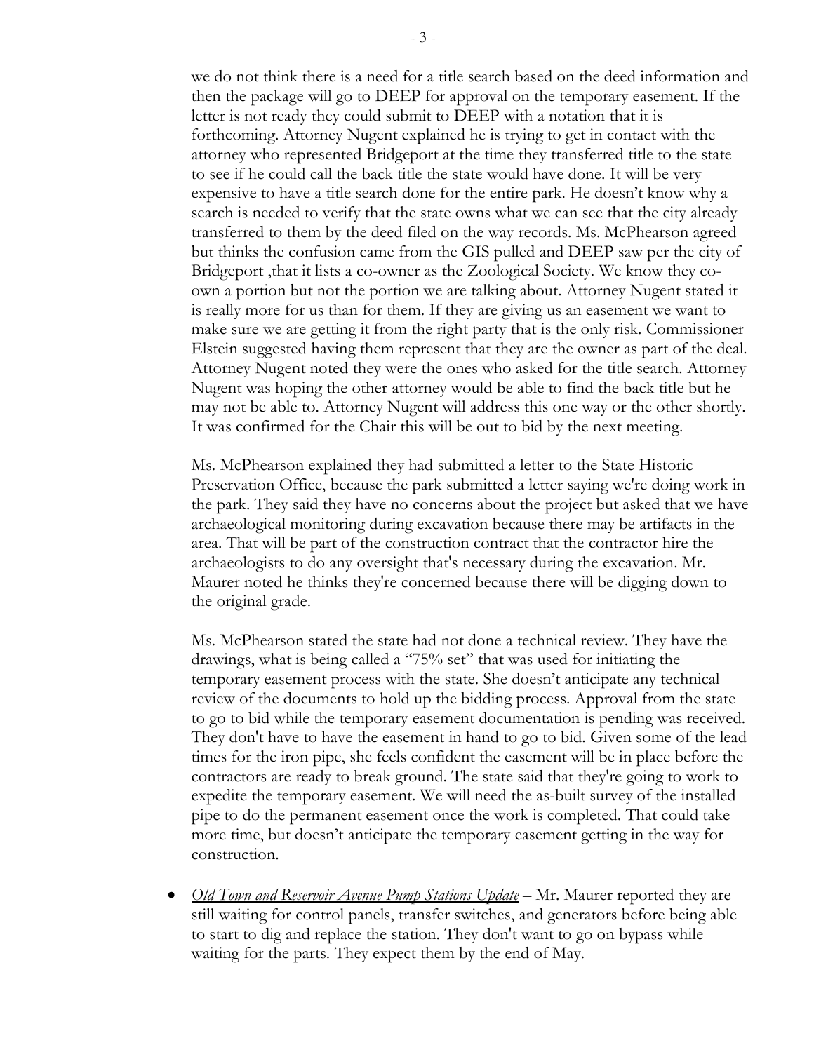we do not think there is a need for a title search based on the deed information and then the package will go to DEEP for approval on the temporary easement. If the letter is not ready they could submit to DEEP with a notation that it is forthcoming. Attorney Nugent explained he is trying to get in contact with the attorney who represented Bridgeport at the time they transferred title to the state to see if he could call the back title the state would have done. It will be very expensive to have a title search done for the entire park. He doesn't know why a search is needed to verify that the state owns what we can see that the city already transferred to them by the deed filed on the way records. Ms. McPhearson agreed but thinks the confusion came from the GIS pulled and DEEP saw per the city of Bridgeport ,that it lists a co-owner as the Zoological Society. We know they co-own a portion but not the portion we are talking about. Attorney Nugent stated it is really more for us than for them. If they are giving us an easement we want to make sure we are getting it from the right party that is the only risk. Commissioner Elstein suggested having them represent that they are the owner as part of the deal. Attorney Nugent noted they were the ones who asked for the title search. Attorney Nugent was hoping the other attorney would be able to find the back title but he may not be able to. Attorney Nugent will address this one way or the other shortly. It was confirmed for the Chair this will be out to bid by the next meeting.

Ms. McPhearson explained they had submitted a letter to the State Historic Preservation Office, because the park submitted a letter saying we're doing work in the park. They said they have no concerns about the project but asked that we have archaeological monitoring during excavation because there may be artifacts in the area. That will be part of the construction contract that the contractor hire the archaeologists to do any oversight that's necessary during the excavation. Mr. Maurer noted he thinks they're concerned because there will be digging down to the original grade.

Ms. McPhearson stated the state had not done a technical review. They have the drawings, what is being called a "75% set" that was used for initiating the temporary easement process with the state. She doesn't anticipate any technical review of the documents to hold up the bidding process. Approval from the state to go to bid while the temporary easement documentation is pending was received. They don't have to have the easement in hand to go to bid. Given some of the lead times for the iron pipe, she feels confident the easement will be in place before the contractors are ready to break ground. The state said that they're going to work to expedite the temporary easement. We will need the as-built survey of the installed pipe to do the permanent easement once the work is completed. That could take more time, but doesn't anticipate the temporary easement getting in the way for construction.

- *Old Town and Reservoir Avenue Pump Stations Update* – Mr. Maurer reported they are still waiting for control panels, transfer switches, and generators before being able to start to dig and replace the station. They don't want to go on bypass while waiting for the parts. They expect them by the end of May.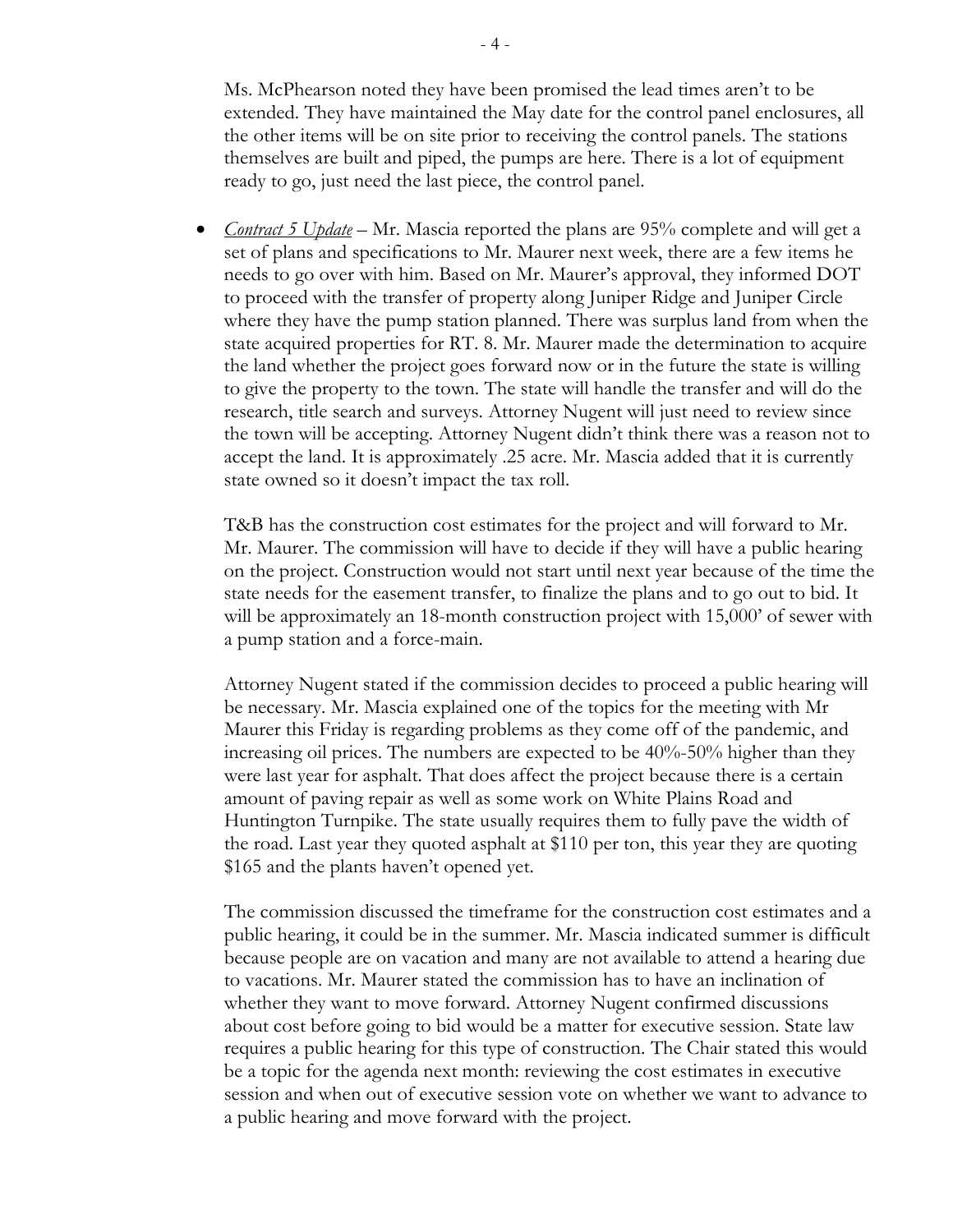Ms. McPhearson noted they have been promised the lead times aren't to be extended. They have maintained the May date for the control panel enclosures, all the other items will be on site prior to receiving the control panels. The stations themselves are built and piped, the pumps are here. There is a lot of equipment ready to go, just need the last piece, the control panel.

- *Contract 5 Update* – Mr. Mascia reported the plans are 95% complete and will get a set of plans and specifications to Mr. Maurer next week, there are a few items he needs to go over with him. Based on Mr. Maurer's approval, they informed DOT to proceed with the transfer of property along Juniper Ridge and Juniper Circle where they have the pump station planned. There was surplus land from when the state acquired properties for RT. 8. Mr. Maurer made the determination to acquire the land whether the project goes forward now or in the future the state is willing to give the property to the town. The state will handle the transfer and will do the research, title search and surveys. Attorney Nugent will just need to review since the town will be accepting. Attorney Nugent didn't think there was a reason not to accept the land. It is approximately .25 acre. Mr. Mascia added that it is currently state owned so it doesn't impact the tax roll.

  T&B has the construction cost estimates for the project and will forward to Mr. Mr. Maurer. The commission will have to decide if they will have a public hearing on the project. Construction would not start until next year because of the time the state needs for the easement transfer, to finalize the plans and to go out to bid. It will be approximately an 18-month construction project with 15,000' of sewer with a pump station and a force-main.

  Attorney Nugent stated if the commission decides to proceed a public hearing will be necessary. Mr. Mascia explained one of the topics for the meeting with Mr Maurer this Friday is regarding problems as they come off of the pandemic, and increasing oil prices. The numbers are expected to be 40%-50% higher than they were last year for asphalt. That does affect the project because there is a certain amount of paving repair as well as some work on White Plains Road and Huntington Turnpike. The state usually requires them to fully pave the width of the road. Last year they quoted asphalt at $110 per ton, this year they are quoting $165 and the plants haven't opened yet.

  The commission discussed the timeframe for the construction cost estimates and a public hearing, it could be in the summer. Mr. Mascia indicated summer is difficult because people are on vacation and many are not available to attend a hearing due to vacations. Mr. Maurer stated the commission has to have an inclination of whether they want to move forward. Attorney Nugent confirmed discussions about cost before going to bid would be a matter for executive session. State law requires a public hearing for this type of construction. The Chair stated this would be a topic for the agenda next month: reviewing the cost estimates in executive session and when out of executive session vote on whether we want to advance to a public hearing and move forward with the project.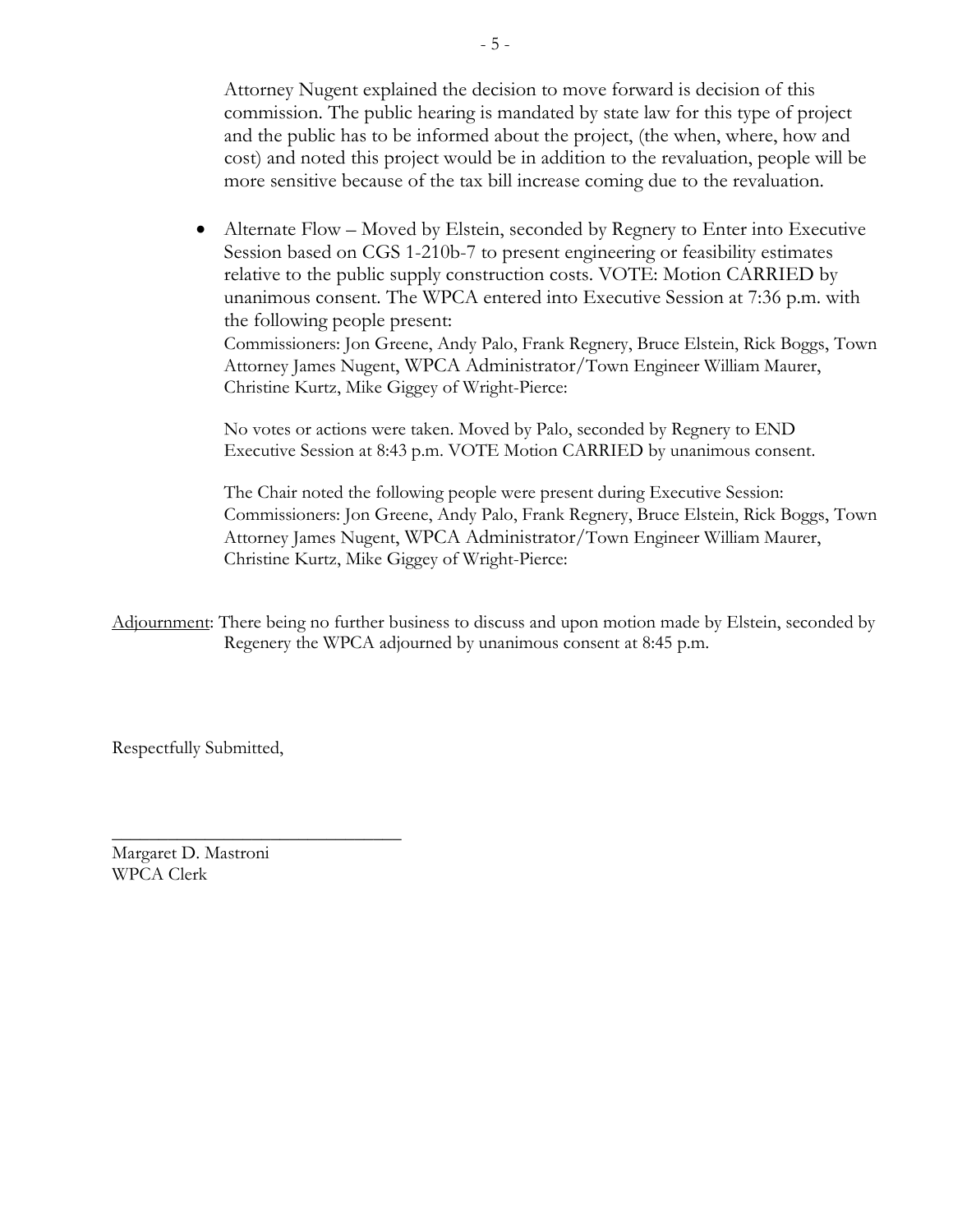Attorney Nugent explained the decision to move forward is decision of this commission. The public hearing is mandated by state law for this type of project and the public has to be informed about the project, (the when, where, how and cost) and noted this project would be in addition to the revaluation, people will be more sensitive because of the tax bill increase coming due to the revaluation.

- Alternate Flow – Moved by Elstein, seconded by Regnery to Enter into Executive Session based on CGS 1-210b-7 to present engineering or feasibility estimates relative to the public supply construction costs. VOTE: Motion CARRIED by unanimous consent. The WPCA entered into Executive Session at 7:36 p.m. with the following people present:
  Commissioners: Jon Greene, Andy Palo, Frank Regnery, Bruce Elstein, Rick Boggs, Town Attorney James Nugent, WPCA Administrator/Town Engineer William Maurer, Christine Kurtz, Mike Giggey of Wright-Pierce:

  No votes or actions were taken. Moved by Palo, seconded by Regnery to END Executive Session at 8:43 p.m. VOTE Motion CARRIED by unanimous consent.

  The Chair noted the following people were present during Executive Session: Commissioners: Jon Greene, Andy Palo, Frank Regnery, Bruce Elstein, Rick Boggs, Town Attorney James Nugent, WPCA Administrator/Town Engineer William Maurer, Christine Kurtz, Mike Giggey of Wright-Pierce:

Adjournment: There being no further business to discuss and upon motion made by Elstein, seconded by Regenery the WPCA adjourned by unanimous consent at 8:45 p.m.

Respectfully Submitted,

\_\_\_\_\_\_\_\_\_\_\_\_\_\_\_\_\_\_\_\_\_\_\_\_\_\_\_\_\_\_\_\_

Margaret D. Mastroni
WPCA Clerk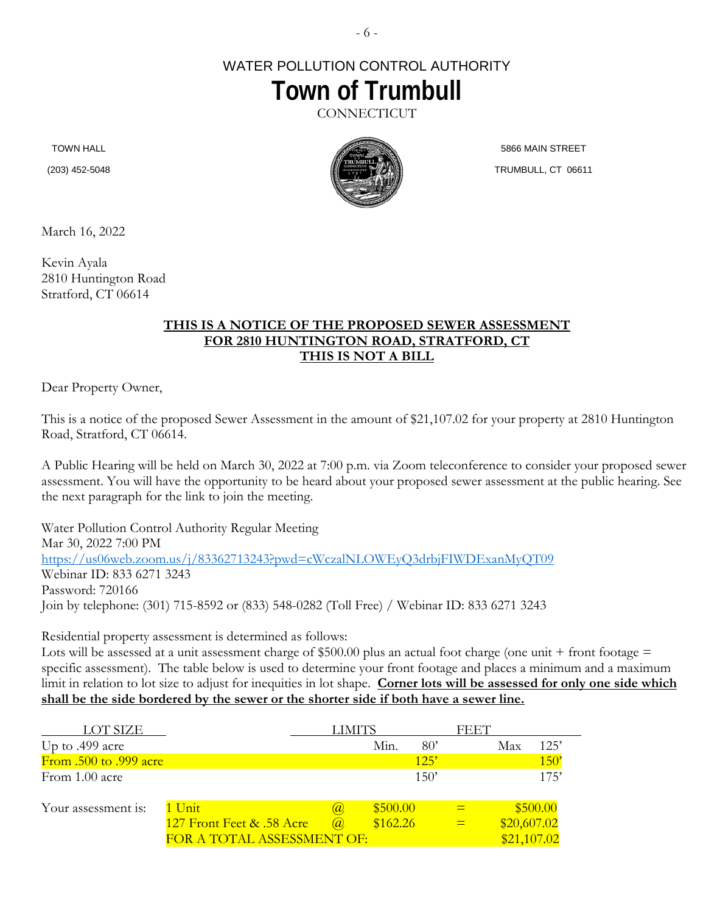# WATER POLLUTION CONTROL AUTHORITY

# Town of Trumbull

CONNECTICUT

TOWN HALL
(203) 452-5048

5866 MAIN STREET
TRUMBULL, CT 06611

March 16, 2022

Kevin Ayala
2810 Huntington Road
Stratford, CT 06614

**THIS IS A NOTICE OF THE PROPOSED SEWER ASSESSMENT**
**FOR 2810 HUNTINGTON ROAD, STRATFORD, CT**
**THIS IS NOT A BILL**

Dear Property Owner,

This is a notice of the proposed Sewer Assessment in the amount of $21,107.02 for your property at 2810 Huntington Road, Stratford, CT 06614.

A Public Hearing will be held on March 30, 2022 at 7:00 p.m. via Zoom teleconference to consider your proposed sewer assessment. You will have the opportunity to be heard about your proposed sewer assessment at the public hearing. See the next paragraph for the link to join the meeting.

Water Pollution Control Authority Regular Meeting
Mar 30, 2022 7:00 PM
https://us06web.zoom.us/j/83362713243?pwd=cWczalNLOWEyQ3drbjFIWDExanMyQT09
Webinar ID: 833 6271 3243
Password: 720166
Join by telephone: (301) 715-8592 or (833) 548-0282 (Toll Free) / Webinar ID: 833 6271 3243

Residential property assessment is determined as follows:
Lots will be assessed at a unit assessment charge of $500.00 plus an actual foot charge (one unit + front footage = specific assessment). The table below is used to determine your front footage and places a minimum and a maximum limit in relation to lot size to adjust for inequities in lot shape. **Corner lots will be assessed for only one side which shall be the side bordered by the sewer or the shorter side if both have a sewer line.**

| LOT SIZE | LIMITS | FEET |
|---|---|---|
| Up to .499 acre | Min. 80' | Max 125' |
| From .500 to .999 acre | 125' | 150' |
| From 1.00 acre | 150' | 175' |

| Your assessment is: | | | | | |
|---|---|---|---|---|---|
| | 1 Unit | @ | $500.00 | = | $500.00 |
| | 127 Front Feet & .58 Acre | @ | $162.26 | = | $20,607.02 |
| | FOR A TOTAL ASSESSMENT OF: | | | | $21,107.02 |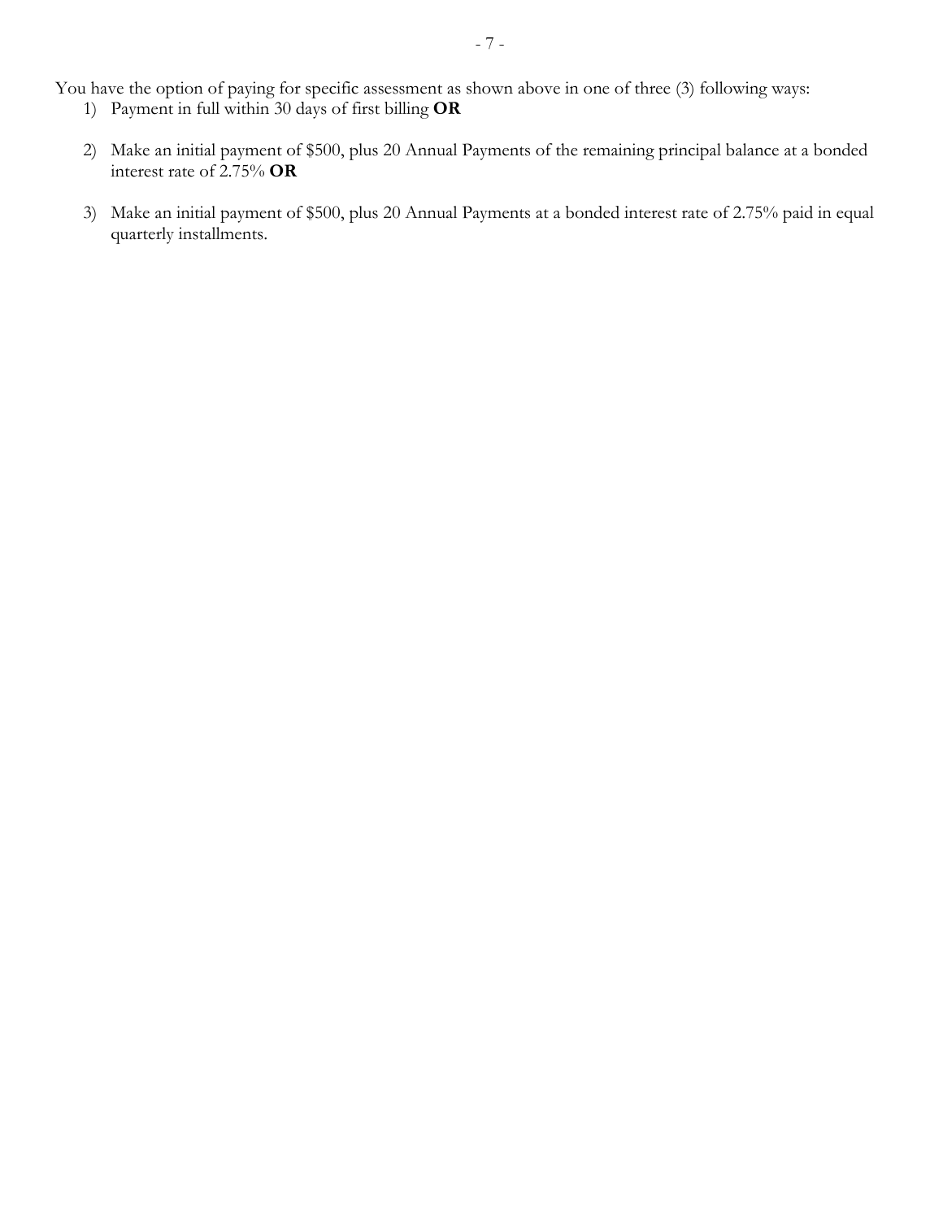You have the option of paying for specific assessment as shown above in one of three (3) following ways:

1) Payment in full within 30 days of first billing **OR**

2) Make an initial payment of $500, plus 20 Annual Payments of the remaining principal balance at a bonded interest rate of 2.75% **OR**

3) Make an initial payment of $500, plus 20 Annual Payments at a bonded interest rate of 2.75% paid in equal quarterly installments.